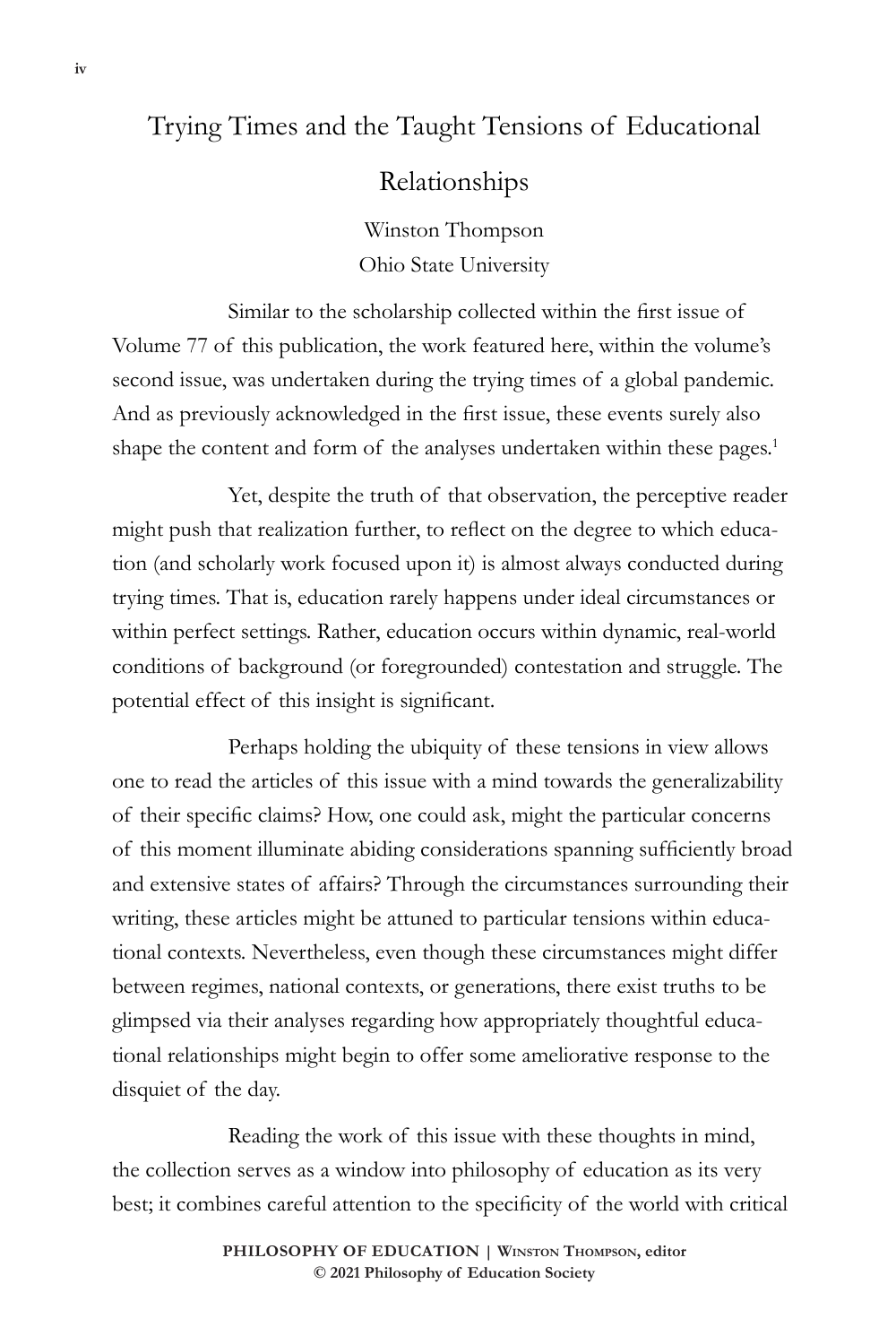# Trying Times and the Taught Tensions of Educational Relationships

Winston Thompson
Ohio State University

Similar to the scholarship collected within the first issue of Volume 77 of this publication, the work featured here, within the volume's second issue, was undertaken during the trying times of a global pandemic. And as previously acknowledged in the first issue, these events surely also shape the content and form of the analyses undertaken within these pages.[1]

Yet, despite the truth of that observation, the perceptive reader might push that realization further, to reflect on the degree to which education (and scholarly work focused upon it) is almost always conducted during trying times. That is, education rarely happens under ideal circumstances or within perfect settings. Rather, education occurs within dynamic, real-world conditions of background (or foregrounded) contestation and struggle. The potential effect of this insight is significant.

Perhaps holding the ubiquity of these tensions in view allows one to read the articles of this issue with a mind towards the generalizability of their specific claims? How, one could ask, might the particular concerns of this moment illuminate abiding considerations spanning sufficiently broad and extensive states of affairs? Through the circumstances surrounding their writing, these articles might be attuned to particular tensions within educational contexts. Nevertheless, even though these circumstances might differ between regimes, national contexts, or generations, there exist truths to be glimpsed via their analyses regarding how appropriately thoughtful educational relationships might begin to offer some ameliorative response to the disquiet of the day.

Reading the work of this issue with these thoughts in mind, the collection serves as a window into philosophy of education as its very best; it combines careful attention to the specificity of the world with critical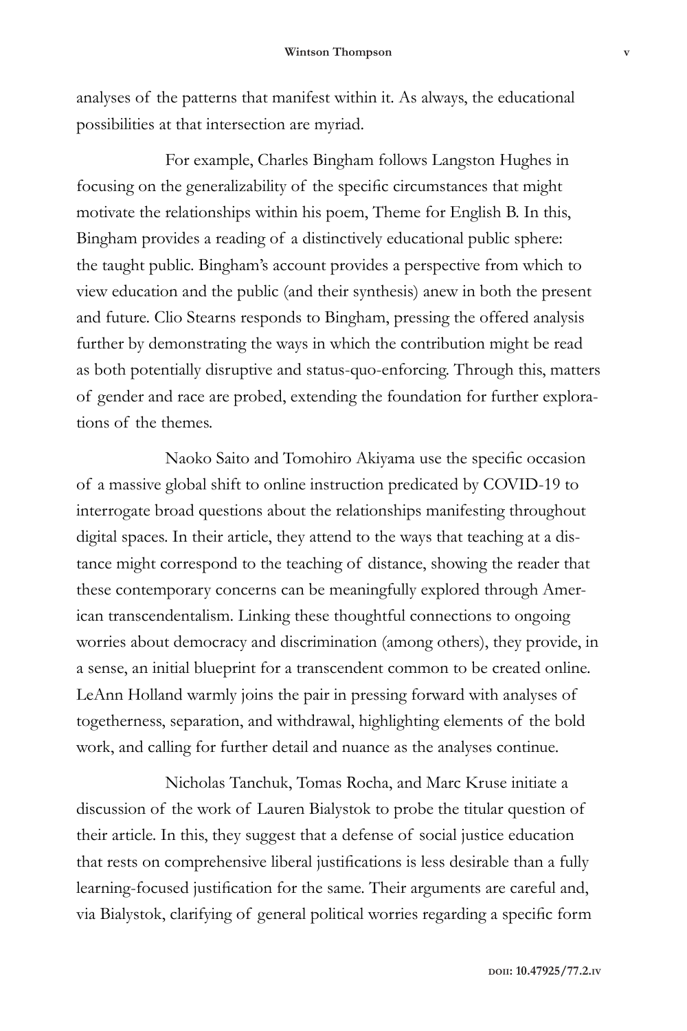analyses of the patterns that manifest within it. As always, the educational possibilities at that intersection are myriad.

For example, Charles Bingham follows Langston Hughes in focusing on the generalizability of the specific circumstances that might motivate the relationships within his poem, Theme for English B. In this, Bingham provides a reading of a distinctively educational public sphere: the taught public. Bingham's account provides a perspective from which to view education and the public (and their synthesis) anew in both the present and future. Clio Stearns responds to Bingham, pressing the offered analysis further by demonstrating the ways in which the contribution might be read as both potentially disruptive and status-quo-enforcing. Through this, matters of gender and race are probed, extending the foundation for further explorations of the themes.

Naoko Saito and Tomohiro Akiyama use the specific occasion of a massive global shift to online instruction predicated by COVID-19 to interrogate broad questions about the relationships manifesting throughout digital spaces. In their article, they attend to the ways that teaching at a distance might correspond to the teaching of distance, showing the reader that these contemporary concerns can be meaningfully explored through American transcendentalism. Linking these thoughtful connections to ongoing worries about democracy and discrimination (among others), they provide, in a sense, an initial blueprint for a transcendent common to be created online. LeAnn Holland warmly joins the pair in pressing forward with analyses of togetherness, separation, and withdrawal, highlighting elements of the bold work, and calling for further detail and nuance as the analyses continue.

Nicholas Tanchuk, Tomas Rocha, and Marc Kruse initiate a discussion of the work of Lauren Bialystok to probe the titular question of their article. In this, they suggest that a defense of social justice education that rests on comprehensive liberal justifications is less desirable than a fully learning-focused justification for the same. Their arguments are careful and, via Bialystok, clarifying of general political worries regarding a specific form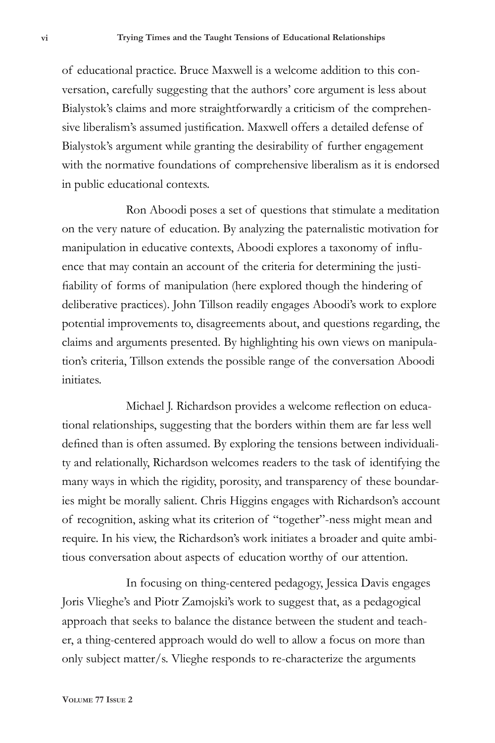of educational practice. Bruce Maxwell is a welcome addition to this conversation, carefully suggesting that the authors' core argument is less about Bialystok's claims and more straightforwardly a criticism of the comprehensive liberalism's assumed justification. Maxwell offers a detailed defense of Bialystok's argument while granting the desirability of further engagement with the normative foundations of comprehensive liberalism as it is endorsed in public educational contexts.

Ron Aboodi poses a set of questions that stimulate a meditation on the very nature of education. By analyzing the paternalistic motivation for manipulation in educative contexts, Aboodi explores a taxonomy of influence that may contain an account of the criteria for determining the justifiability of forms of manipulation (here explored though the hindering of deliberative practices). John Tillson readily engages Aboodi's work to explore potential improvements to, disagreements about, and questions regarding, the claims and arguments presented. By highlighting his own views on manipulation's criteria, Tillson extends the possible range of the conversation Aboodi initiates.

Michael J. Richardson provides a welcome reflection on educational relationships, suggesting that the borders within them are far less well defined than is often assumed. By exploring the tensions between individuality and relationally, Richardson welcomes readers to the task of identifying the many ways in which the rigidity, porosity, and transparency of these boundaries might be morally salient. Chris Higgins engages with Richardson's account of recognition, asking what its criterion of "together"-ness might mean and require. In his view, the Richardson's work initiates a broader and quite ambitious conversation about aspects of education worthy of our attention.

In focusing on thing-centered pedagogy, Jessica Davis engages Joris Vlieghe's and Piotr Zamojski's work to suggest that, as a pedagogical approach that seeks to balance the distance between the student and teacher, a thing-centered approach would do well to allow a focus on more than only subject matter/s. Vlieghe responds to re-characterize the arguments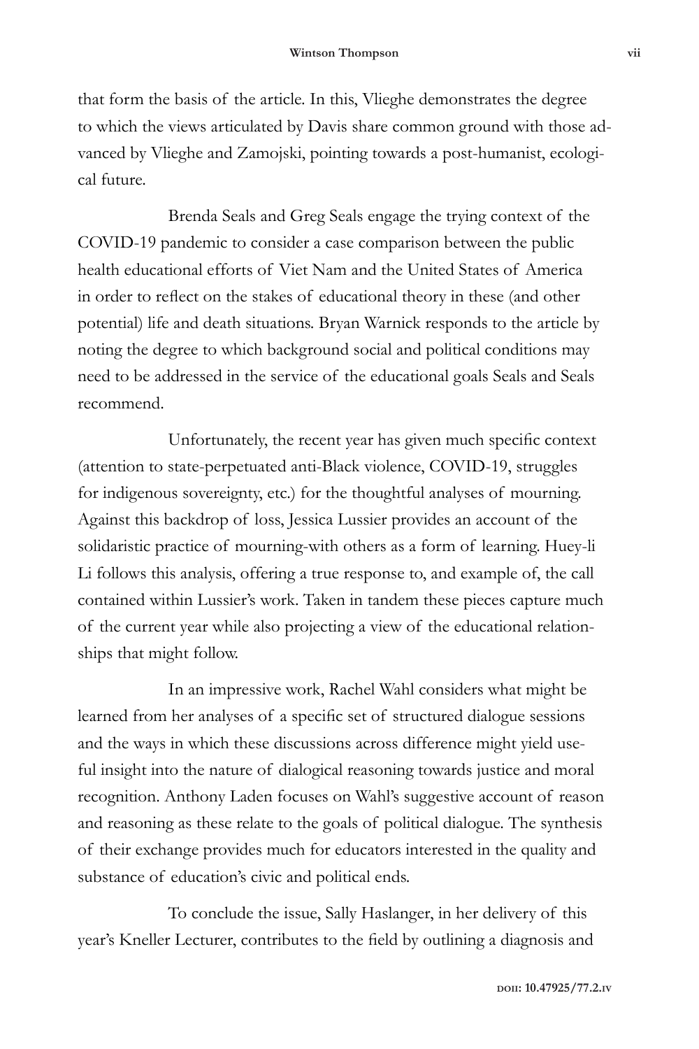that form the basis of the article. In this, Vlieghe demonstrates the degree to which the views articulated by Davis share common ground with those advanced by Vlieghe and Zamojski, pointing towards a post-humanist, ecological future.

Brenda Seals and Greg Seals engage the trying context of the COVID-19 pandemic to consider a case comparison between the public health educational efforts of Viet Nam and the United States of America in order to reflect on the stakes of educational theory in these (and other potential) life and death situations. Bryan Warnick responds to the article by noting the degree to which background social and political conditions may need to be addressed in the service of the educational goals Seals and Seals recommend.

Unfortunately, the recent year has given much specific context (attention to state-perpetuated anti-Black violence, COVID-19, struggles for indigenous sovereignty, etc.) for the thoughtful analyses of mourning. Against this backdrop of loss, Jessica Lussier provides an account of the solidaristic practice of mourning-with others as a form of learning. Huey-li Li follows this analysis, offering a true response to, and example of, the call contained within Lussier's work. Taken in tandem these pieces capture much of the current year while also projecting a view of the educational relationships that might follow.

In an impressive work, Rachel Wahl considers what might be learned from her analyses of a specific set of structured dialogue sessions and the ways in which these discussions across difference might yield useful insight into the nature of dialogical reasoning towards justice and moral recognition. Anthony Laden focuses on Wahl's suggestive account of reason and reasoning as these relate to the goals of political dialogue. The synthesis of their exchange provides much for educators interested in the quality and substance of education's civic and political ends.

To conclude the issue, Sally Haslanger, in her delivery of this year's Kneller Lecturer, contributes to the field by outlining a diagnosis and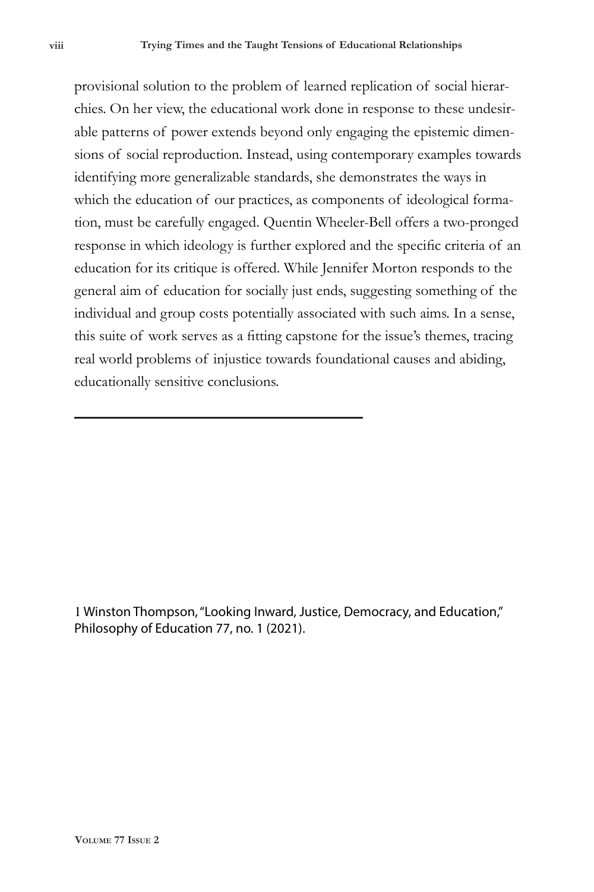provisional solution to the problem of learned replication of social hierarchies. On her view, the educational work done in response to these undesirable patterns of power extends beyond only engaging the epistemic dimensions of social reproduction. Instead, using contemporary examples towards identifying more generalizable standards, she demonstrates the ways in which the education of our practices, as components of ideological formation, must be carefully engaged. Quentin Wheeler-Bell offers a two-pronged response in which ideology is further explored and the specific criteria of an education for its critique is offered. While Jennifer Morton responds to the general aim of education for socially just ends, suggesting something of the individual and group costs potentially associated with such aims. In a sense, this suite of work serves as a fitting capstone for the issue's themes, tracing real world problems of injustice towards foundational causes and abiding, educationally sensitive conclusions.

---

1 Winston Thompson, "Looking Inward, Justice, Democracy, and Education," Philosophy of Education 77, no. 1 (2021).